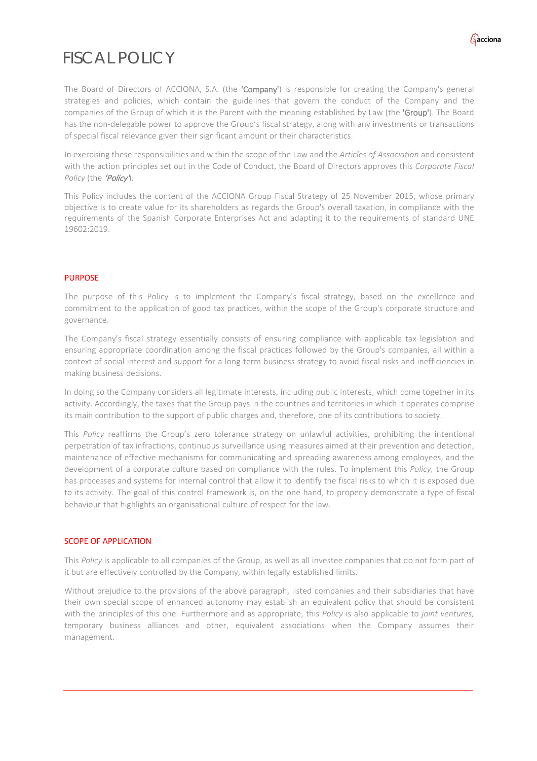# FISCAL POLICY

The Board of Directors of ACCIONA, S.A. (the **'Company'**) is responsible for creating the Company's general strategies and policies, which contain the guidelines that govern the conduct of the Company and the companies of the Group of which it is the Parent with the meaning established by Law (the **'Group'**). The Board has the non-delegable power to approve the Group's fiscal strategy, along with any investments or transactions of special fiscal relevance given their significant amount or their characteristics.

In exercising these responsibilities and within the scope of the Law and the *Articles of Association* and consistent with the action principles set out in the Code of Conduct, the Board of Directors approves this *Corporate Fiscal Policy* (the ***'Policy'***).

This Policy includes the content of the ACCIONA Group Fiscal Strategy of 25 November 2015, whose primary objective is to create value for its shareholders as regards the Group's overall taxation, in compliance with the requirements of the Spanish Corporate Enterprises Act and adapting it to the requirements of standard UNE 19602:2019.

## PURPOSE

The purpose of this Policy is to implement the Company's fiscal strategy, based on the excellence and commitment to the application of good tax practices, within the scope of the Group's corporate structure and governance.

The Company's fiscal strategy essentially consists of ensuring compliance with applicable tax legislation and ensuring appropriate coordination among the fiscal practices followed by the Group's companies, all within a context of social interest and support for a long-term business strategy to avoid fiscal risks and inefficiencies in making business decisions.

In doing so the Company considers all legitimate interests, including public interests, which come together in its activity. Accordingly, the taxes that the Group pays in the countries and territories in which it operates comprise its main contribution to the support of public charges and, therefore, one of its contributions to society.

This *Policy* reaffirms the Group's zero tolerance strategy on unlawful activities, prohibiting the intentional perpetration of tax infractions, continuous surveillance using measures aimed at their prevention and detection, maintenance of effective mechanisms for communicating and spreading awareness among employees, and the development of a corporate culture based on compliance with the rules. To implement this *Policy,* the Group has processes and systems for internal control that allow it to identify the fiscal risks to which it is exposed due to its activity. The goal of this control framework is, on the one hand, to properly demonstrate a type of fiscal behaviour that highlights an organisational culture of respect for the law.

## SCOPE OF APPLICATION

This *Policy* is applicable to all companies of the Group, as well as all investee companies that do not form part of it but are effectively controlled by the Company, within legally established limits.

Without prejudice to the provisions of the above paragraph, listed companies and their subsidiaries that have their own special scope of enhanced autonomy may establish an equivalent policy that should be consistent with the principles of this one. Furthermore and as appropriate, this *Policy* is also applicable to *joint ventures,* temporary business alliances and other, equivalent associations when the Company assumes their management.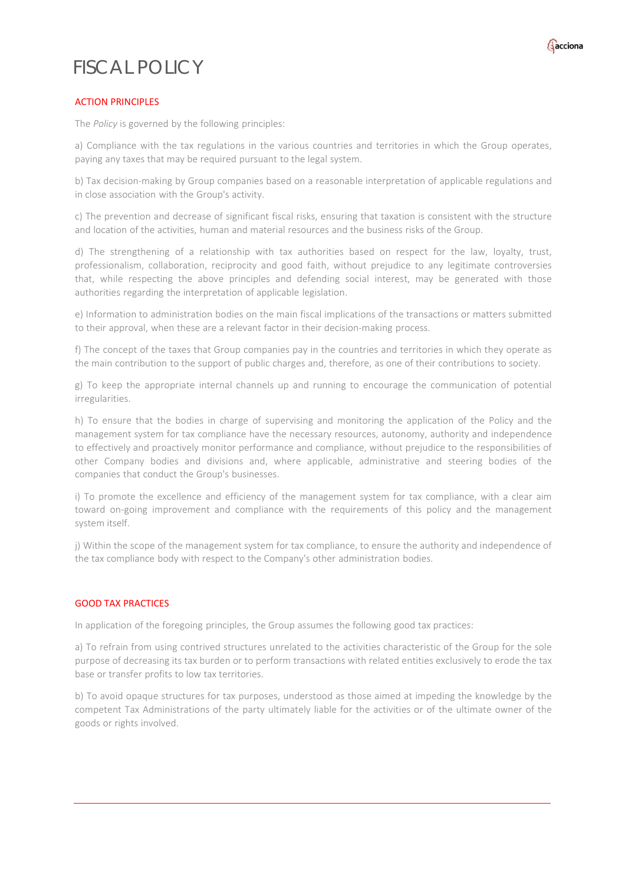# FISCAL POLICY

## ACTION PRINCIPLES

The *Policy* is governed by the following principles:

a) Compliance with the tax regulations in the various countries and territories in which the Group operates, paying any taxes that may be required pursuant to the legal system.

b) Tax decision-making by Group companies based on a reasonable interpretation of applicable regulations and in close association with the Group's activity.

c) The prevention and decrease of significant fiscal risks, ensuring that taxation is consistent with the structure and location of the activities, human and material resources and the business risks of the Group.

d) The strengthening of a relationship with tax authorities based on respect for the law, loyalty, trust, professionalism, collaboration, reciprocity and good faith, without prejudice to any legitimate controversies that, while respecting the above principles and defending social interest, may be generated with those authorities regarding the interpretation of applicable legislation.

e) Information to administration bodies on the main fiscal implications of the transactions or matters submitted to their approval, when these are a relevant factor in their decision-making process.

f) The concept of the taxes that Group companies pay in the countries and territories in which they operate as the main contribution to the support of public charges and, therefore, as one of their contributions to society.

g) To keep the appropriate internal channels up and running to encourage the communication of potential irregularities.

h) To ensure that the bodies in charge of supervising and monitoring the application of the Policy and the management system for tax compliance have the necessary resources, autonomy, authority and independence to effectively and proactively monitor performance and compliance, without prejudice to the responsibilities of other Company bodies and divisions and, where applicable, administrative and steering bodies of the companies that conduct the Group's businesses.

i) To promote the excellence and efficiency of the management system for tax compliance, with a clear aim toward on-going improvement and compliance with the requirements of this policy and the management system itself.

j) Within the scope of the management system for tax compliance, to ensure the authority and independence of the tax compliance body with respect to the Company's other administration bodies.

## GOOD TAX PRACTICES

In application of the foregoing principles, the Group assumes the following good tax practices:

a) To refrain from using contrived structures unrelated to the activities characteristic of the Group for the sole purpose of decreasing its tax burden or to perform transactions with related entities exclusively to erode the tax base or transfer profits to low tax territories.

b) To avoid opaque structures for tax purposes, understood as those aimed at impeding the knowledge by the competent Tax Administrations of the party ultimately liable for the activities or of the ultimate owner of the goods or rights involved.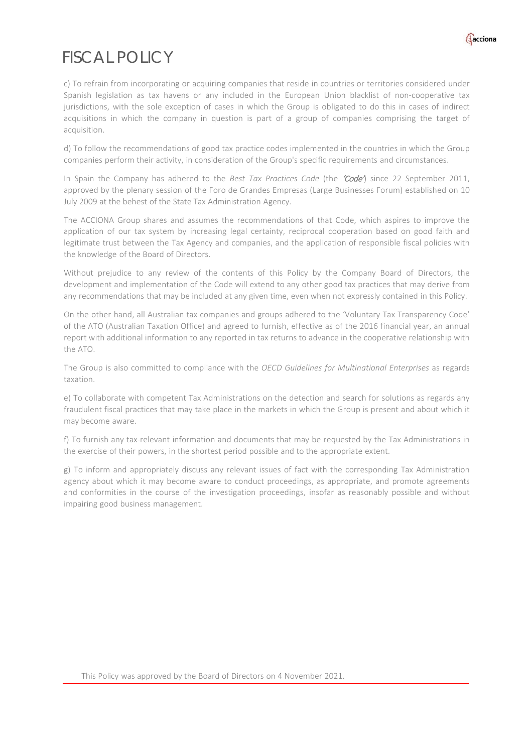# FISCAL POLICY

c) To refrain from incorporating or acquiring companies that reside in countries or territories considered under Spanish legislation as tax havens or any included in the European Union blacklist of non-cooperative tax jurisdictions, with the sole exception of cases in which the Group is obligated to do this in cases of indirect acquisitions in which the company in question is part of a group of companies comprising the target of acquisition.

d) To follow the recommendations of good tax practice codes implemented in the countries in which the Group companies perform their activity, in consideration of the Group's specific requirements and circumstances.

In Spain the Company has adhered to the *Best Tax Practices Code* (the *'Code'*) since 22 September 2011, approved by the plenary session of the Foro de Grandes Empresas (Large Businesses Forum) established on 10 July 2009 at the behest of the State Tax Administration Agency.

The ACCIONA Group shares and assumes the recommendations of that Code, which aspires to improve the application of our tax system by increasing legal certainty, reciprocal cooperation based on good faith and legitimate trust between the Tax Agency and companies, and the application of responsible fiscal policies with the knowledge of the Board of Directors.

Without prejudice to any review of the contents of this Policy by the Company Board of Directors, the development and implementation of the Code will extend to any other good tax practices that may derive from any recommendations that may be included at any given time, even when not expressly contained in this Policy.

On the other hand, all Australian tax companies and groups adhered to the 'Voluntary Tax Transparency Code' of the ATO (Australian Taxation Office) and agreed to furnish, effective as of the 2016 financial year, an annual report with additional information to any reported in tax returns to advance in the cooperative relationship with the ATO.

The Group is also committed to compliance with the *OECD Guidelines for Multinational Enterprises* as regards taxation.

e) To collaborate with competent Tax Administrations on the detection and search for solutions as regards any fraudulent fiscal practices that may take place in the markets in which the Group is present and about which it may become aware.

f) To furnish any tax-relevant information and documents that may be requested by the Tax Administrations in the exercise of their powers, in the shortest period possible and to the appropriate extent.

g) To inform and appropriately discuss any relevant issues of fact with the corresponding Tax Administration agency about which it may become aware to conduct proceedings, as appropriate, and promote agreements and conformities in the course of the investigation proceedings, insofar as reasonably possible and without impairing good business management.

This Policy was approved by the Board of Directors on 4 November 2021.